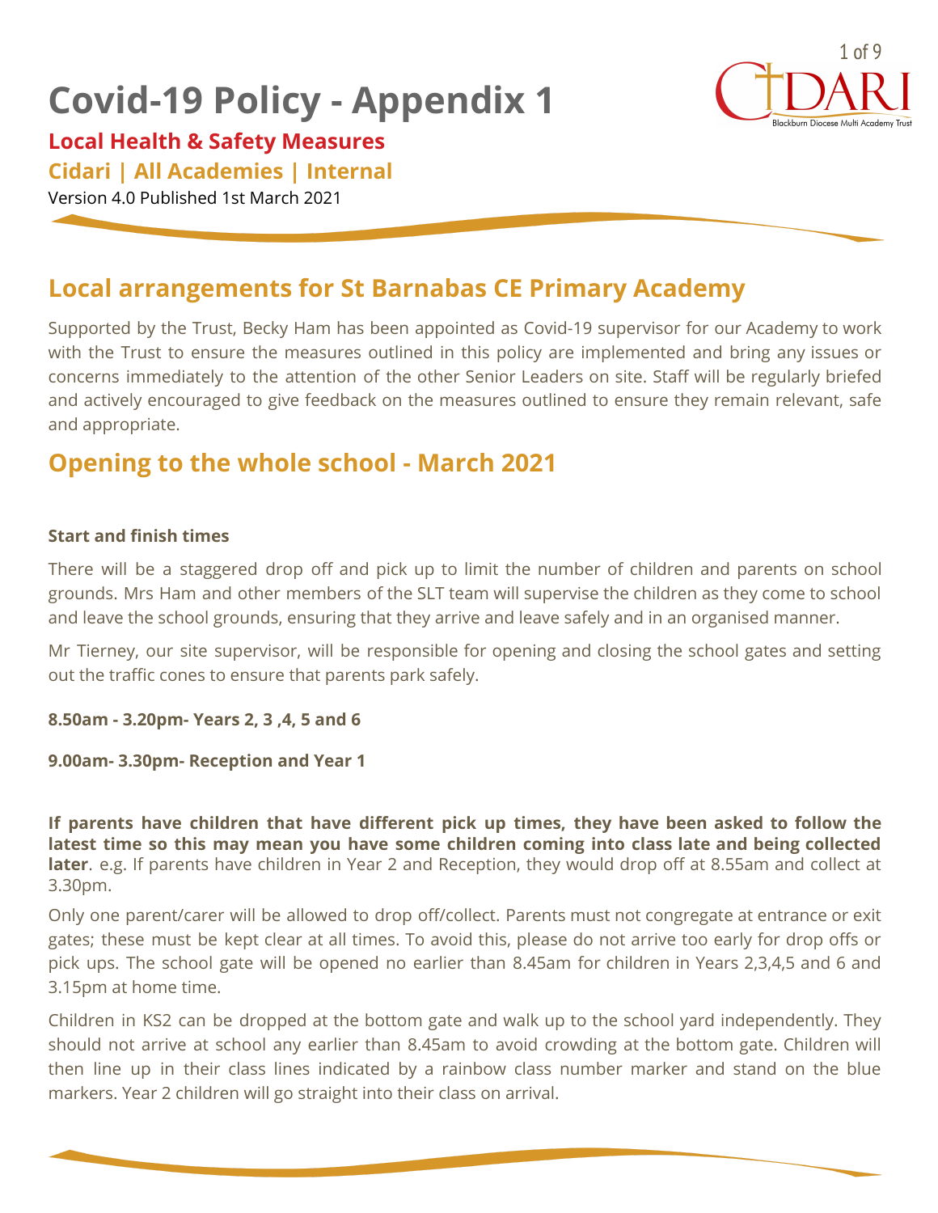# Covid-19 Policy - Appendix 1

**Local Health & Safety Measures**

**Cidari | All Academies | Internal**

Version 4.0 Published 1st March 2021

## Local arrangements for St Barnabas CE Primary Academy

Supported by the Trust, Becky Ham has been appointed as Covid-19 supervisor for our Academy to work with the Trust to ensure the measures outlined in this policy are implemented and bring any issues or concerns immediately to the attention of the other Senior Leaders on site. Staff will be regularly briefed and actively encouraged to give feedback on the measures outlined to ensure they remain relevant, safe and appropriate.

## Opening to the whole school - March 2021

**Start and finish times**

There will be a staggered drop off and pick up to limit the number of children and parents on school grounds. Mrs Ham and other members of the SLT team will supervise the children as they come to school and leave the school grounds, ensuring that they arrive and leave safely and in an organised manner.

Mr Tierney, our site supervisor, will be responsible for opening and closing the school gates and setting out the traffic cones to ensure that parents park safely.

**8.50am - 3.20pm- Years 2, 3 ,4, 5 and 6**

**9.00am- 3.30pm- Reception and Year 1**

**If parents have children that have different pick up times, they have been asked to follow the latest time so this may mean you have some children coming into class late and being collected later**. e.g. If parents have children in Year 2 and Reception, they would drop off at 8.55am and collect at 3.30pm.

Only one parent/carer will be allowed to drop off/collect. Parents must not congregate at entrance or exit gates; these must be kept clear at all times. To avoid this, please do not arrive too early for drop offs or pick ups. The school gate will be opened no earlier than 8.45am for children in Years 2,3,4,5 and 6 and 3.15pm at home time.

Children in KS2 can be dropped at the bottom gate and walk up to the school yard independently. They should not arrive at school any earlier than 8.45am to avoid crowding at the bottom gate. Children will then line up in their class lines indicated by a rainbow class number marker and stand on the blue markers. Year 2 children will go straight into their class on arrival.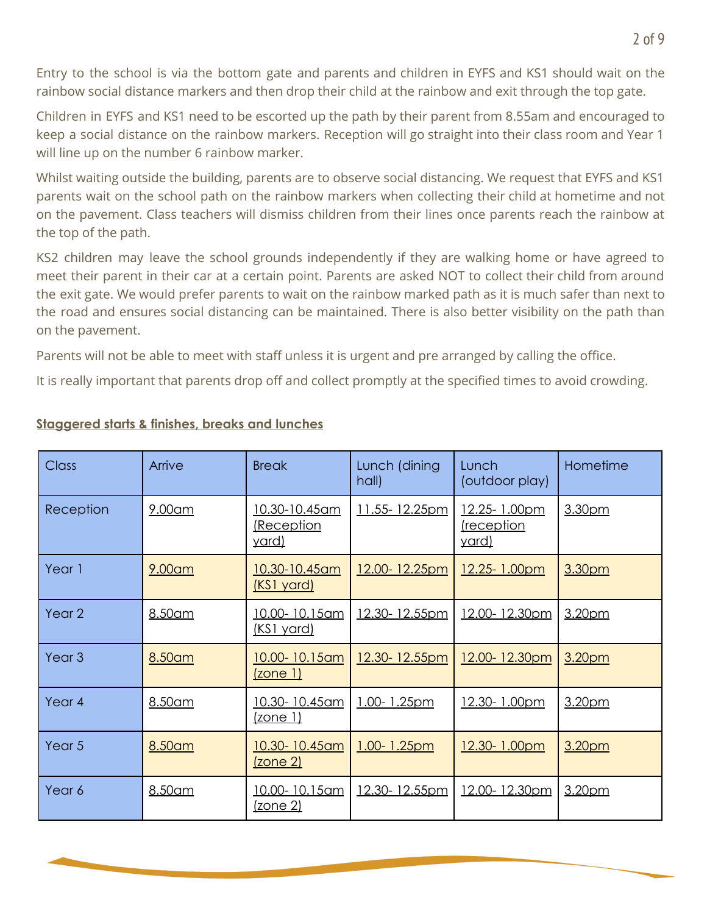Entry to the school is via the bottom gate and parents and children in EYFS and KS1 should wait on the rainbow social distance markers and then drop their child at the rainbow and exit through the top gate.

Children in EYFS and KS1 need to be escorted up the path by their parent from 8.55am and encouraged to keep a social distance on the rainbow markers. Reception will go straight into their class room and Year 1 will line up on the number 6 rainbow marker.

Whilst waiting outside the building, parents are to observe social distancing. We request that EYFS and KS1 parents wait on the school path on the rainbow markers when collecting their child at hometime and not on the pavement. Class teachers will dismiss children from their lines once parents reach the rainbow at the top of the path.

KS2 children may leave the school grounds independently if they are walking home or have agreed to meet their parent in their car at a certain point. Parents are asked NOT to collect their child from around the exit gate. We would prefer parents to wait on the rainbow marked path as it is much safer than next to the road and ensures social distancing can be maintained. There is also better visibility on the path than on the pavement.

Parents will not be able to meet with staff unless it is urgent and pre arranged by calling the office.

It is really important that parents drop off and collect promptly at the specified times to avoid crowding.

## Staggered starts & finishes, breaks and lunches

| Class | Arrive | Break | Lunch (dining hall) | Lunch (outdoor play) | Hometime |
|---|---|---|---|---|---|
| Reception | 9.00am | 10.30-10.45am (Reception yard) | 11.55- 12.25pm | 12.25- 1.00pm (reception yard) | 3.30pm |
| Year 1 | 9.00am | 10.30-10.45am (KS1 yard) | 12.00- 12.25pm | 12.25- 1.00pm | 3.30pm |
| Year 2 | 8.50am | 10.00- 10.15am (KS1 yard) | 12.30- 12.55pm | 12.00- 12.30pm | 3.20pm |
| Year 3 | 8.50am | 10.00- 10.15am (zone 1) | 12.30- 12.55pm | 12.00- 12.30pm | 3.20pm |
| Year 4 | 8.50am | 10.30- 10.45am (zone 1) | 1.00- 1.25pm | 12.30- 1.00pm | 3.20pm |
| Year 5 | 8.50am | 10.30- 10.45am (zone 2) | 1.00- 1.25pm | 12.30- 1.00pm | 3.20pm |
| Year 6 | 8.50am | 10.00- 10.15am (zone 2) | 12.30- 12.55pm | 12.00- 12.30pm | 3.20pm |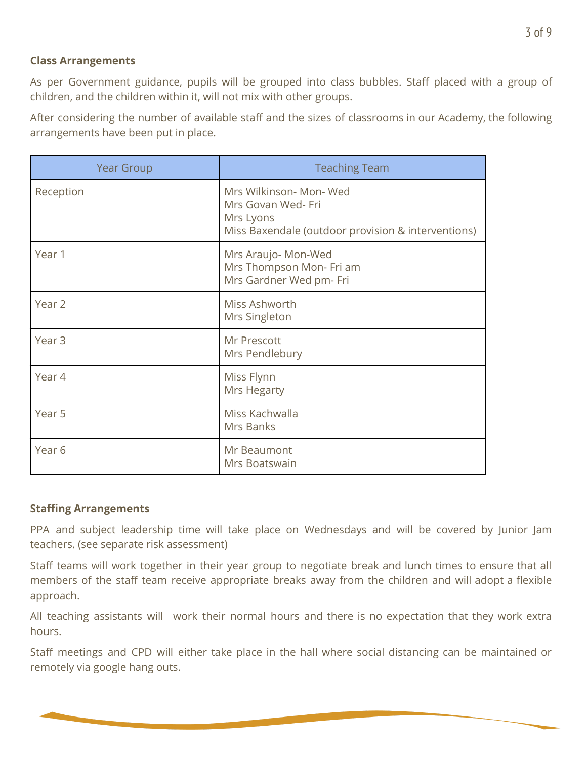**Class Arrangements**

As per Government guidance, pupils will be grouped into class bubbles. Staff placed with a group of children, and the children within it, will not mix with other groups.

After considering the number of available staff and the sizes of classrooms in our Academy, the following arrangements have been put in place.

| Year Group | Teaching Team |
|---|---|
| Reception | Mrs Wilkinson- Mon- Wed<br>Mrs Govan Wed- Fri<br>Mrs Lyons<br>Miss Baxendale (outdoor provision & interventions) |
| Year 1 | Mrs Araujo- Mon-Wed<br>Mrs Thompson Mon- Fri am<br>Mrs Gardner Wed pm- Fri |
| Year 2 | Miss Ashworth<br>Mrs Singleton |
| Year 3 | Mr Prescott<br>Mrs Pendlebury |
| Year 4 | Miss Flynn<br>Mrs Hegarty |
| Year 5 | Miss Kachwalla<br>Mrs Banks |
| Year 6 | Mr Beaumont<br>Mrs Boatswain |

**Staffing Arrangements**

PPA and subject leadership time will take place on Wednesdays and will be covered by Junior Jam teachers. (see separate risk assessment)

Staff teams will work together in their year group to negotiate break and lunch times to ensure that all members of the staff team receive appropriate breaks away from the children and will adopt a flexible approach.

All teaching assistants will work their normal hours and there is no expectation that they work extra hours.

Staff meetings and CPD will either take place in the hall where social distancing can be maintained or remotely via google hang outs.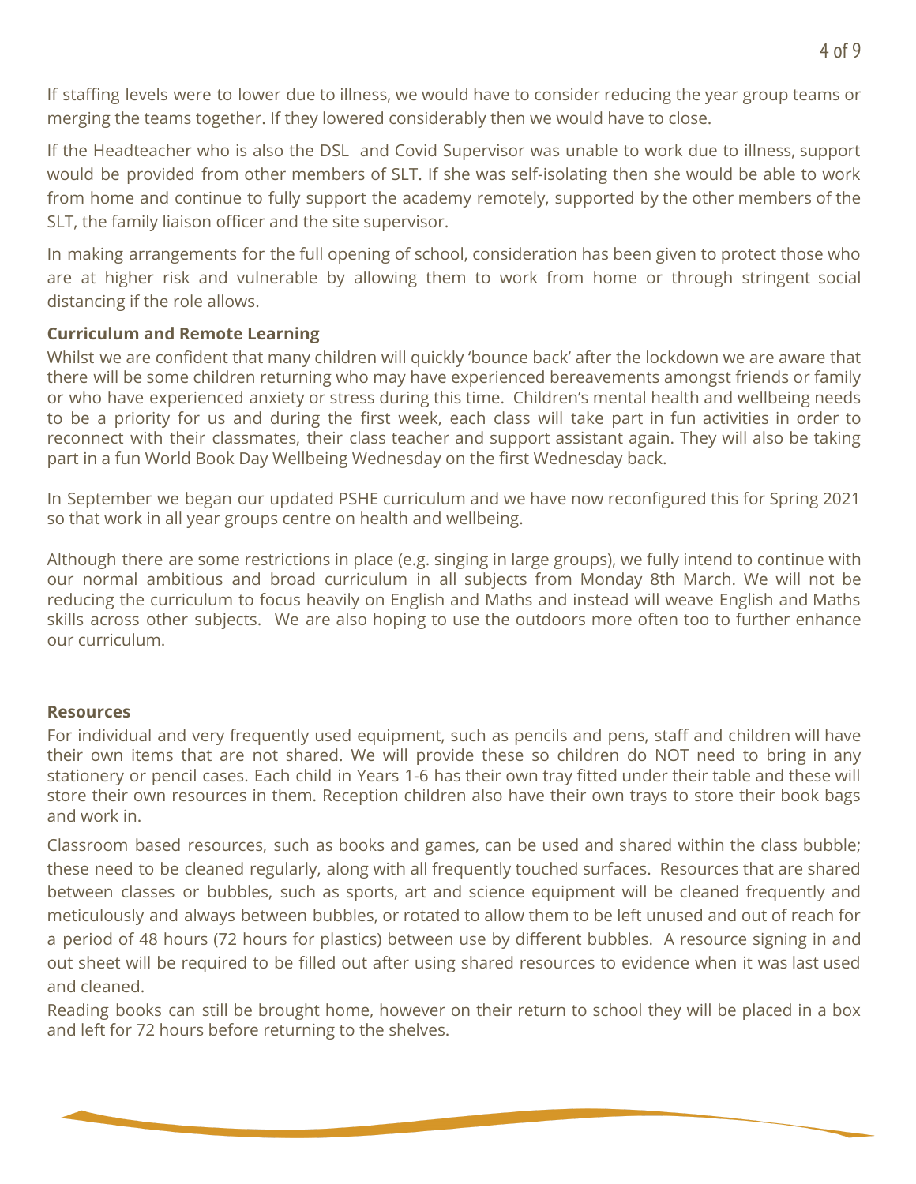If staffing levels were to lower due to illness, we would have to consider reducing the year group teams or merging the teams together. If they lowered considerably then we would have to close.

If the Headteacher who is also the DSL and Covid Supervisor was unable to work due to illness, support would be provided from other members of SLT. If she was self-isolating then she would be able to work from home and continue to fully support the academy remotely, supported by the other members of the SLT, the family liaison officer and the site supervisor.

In making arrangements for the full opening of school, consideration has been given to protect those who are at higher risk and vulnerable by allowing them to work from home or through stringent social distancing if the role allows.

**Curriculum and Remote Learning**

Whilst we are confident that many children will quickly 'bounce back' after the lockdown we are aware that there will be some children returning who may have experienced bereavements amongst friends or family or who have experienced anxiety or stress during this time. Children's mental health and wellbeing needs to be a priority for us and during the first week, each class will take part in fun activities in order to reconnect with their classmates, their class teacher and support assistant again. They will also be taking part in a fun World Book Day Wellbeing Wednesday on the first Wednesday back.

In September we began our updated PSHE curriculum and we have now reconfigured this for Spring 2021 so that work in all year groups centre on health and wellbeing.

Although there are some restrictions in place (e.g. singing in large groups), we fully intend to continue with our normal ambitious and broad curriculum in all subjects from Monday 8th March. We will not be reducing the curriculum to focus heavily on English and Maths and instead will weave English and Maths skills across other subjects. We are also hoping to use the outdoors more often too to further enhance our curriculum.

**Resources**

For individual and very frequently used equipment, such as pencils and pens, staff and children will have their own items that are not shared. We will provide these so children do NOT need to bring in any stationery or pencil cases. Each child in Years 1-6 has their own tray fitted under their table and these will store their own resources in them. Reception children also have their own trays to store their book bags and work in.

Classroom based resources, such as books and games, can be used and shared within the class bubble; these need to be cleaned regularly, along with all frequently touched surfaces. Resources that are shared between classes or bubbles, such as sports, art and science equipment will be cleaned frequently and meticulously and always between bubbles, or rotated to allow them to be left unused and out of reach for a period of 48 hours (72 hours for plastics) between use by different bubbles. A resource signing in and out sheet will be required to be filled out after using shared resources to evidence when it was last used and cleaned.

Reading books can still be brought home, however on their return to school they will be placed in a box and left for 72 hours before returning to the shelves.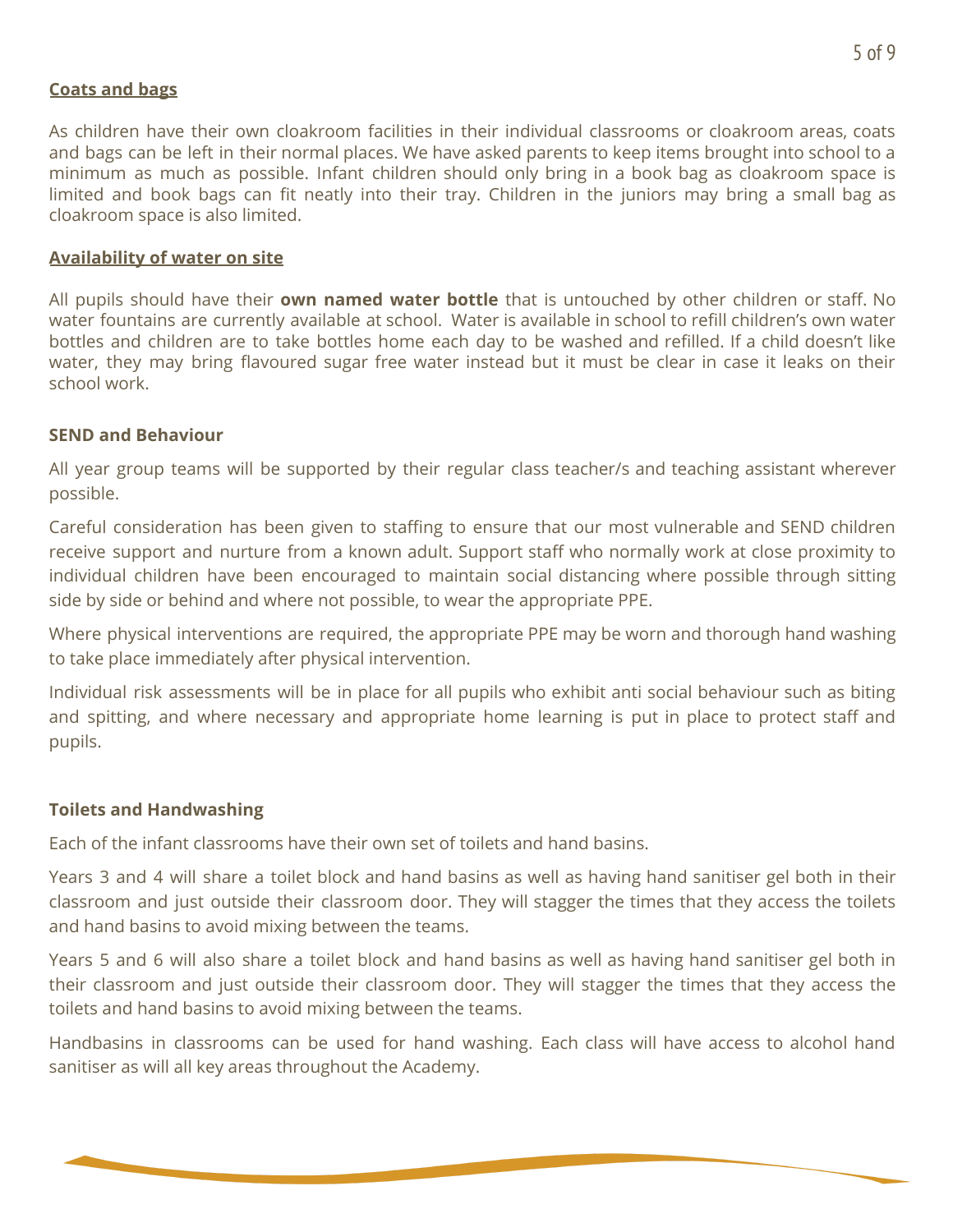## Coats and bags

As children have their own cloakroom facilities in their individual classrooms or cloakroom areas, coats and bags can be left in their normal places. We have asked parents to keep items brought into school to a minimum as much as possible. Infant children should only bring in a book bag as cloakroom space is limited and book bags can fit neatly into their tray. Children in the juniors may bring a small bag as cloakroom space is also limited.

## Availability of water on site

All pupils should have their **own named water bottle** that is untouched by other children or staff. No water fountains are currently available at school. Water is available in school to refill children's own water bottles and children are to take bottles home each day to be washed and refilled. If a child doesn't like water, they may bring flavoured sugar free water instead but it must be clear in case it leaks on their school work.

## SEND and Behaviour

All year group teams will be supported by their regular class teacher/s and teaching assistant wherever possible.

Careful consideration has been given to staffing to ensure that our most vulnerable and SEND children receive support and nurture from a known adult. Support staff who normally work at close proximity to individual children have been encouraged to maintain social distancing where possible through sitting side by side or behind and where not possible, to wear the appropriate PPE.

Where physical interventions are required, the appropriate PPE may be worn and thorough hand washing to take place immediately after physical intervention.

Individual risk assessments will be in place for all pupils who exhibit anti social behaviour such as biting and spitting, and where necessary and appropriate home learning is put in place to protect staff and pupils.

## Toilets and Handwashing

Each of the infant classrooms have their own set of toilets and hand basins.

Years 3 and 4 will share a toilet block and hand basins as well as having hand sanitiser gel both in their classroom and just outside their classroom door. They will stagger the times that they access the toilets and hand basins to avoid mixing between the teams.

Years 5 and 6 will also share a toilet block and hand basins as well as having hand sanitiser gel both in their classroom and just outside their classroom door. They will stagger the times that they access the toilets and hand basins to avoid mixing between the teams.

Handbasins in classrooms can be used for hand washing. Each class will have access to alcohol hand sanitiser as will all key areas throughout the Academy.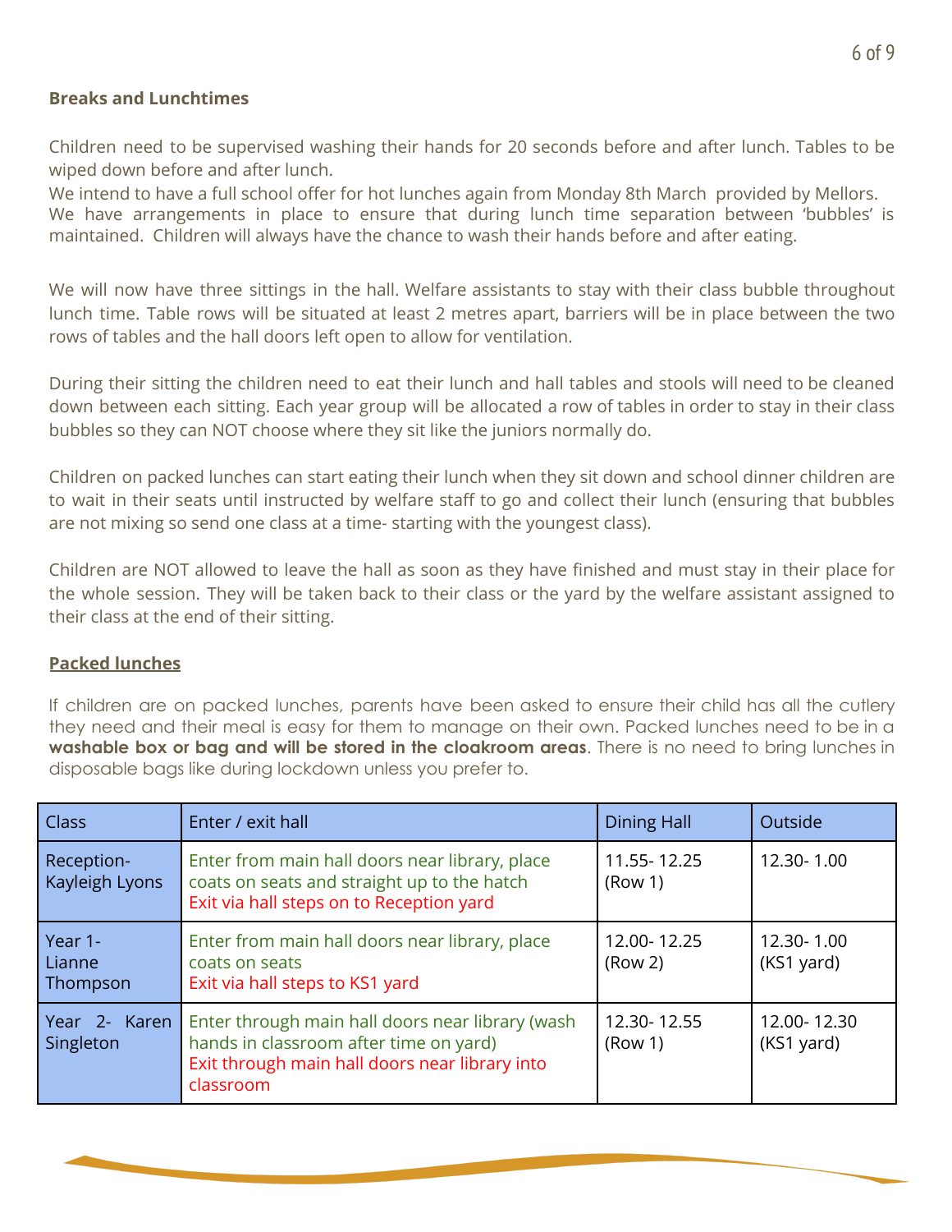**Breaks and Lunchtimes**

Children need to be supervised washing their hands for 20 seconds before and after lunch. Tables to be wiped down before and after lunch.
We intend to have a full school offer for hot lunches again from Monday 8th March provided by Mellors.
We have arrangements in place to ensure that during lunch time separation between 'bubbles' is maintained. Children will always have the chance to wash their hands before and after eating.

We will now have three sittings in the hall. Welfare assistants to stay with their class bubble throughout lunch time. Table rows will be situated at least 2 metres apart, barriers will be in place between the two rows of tables and the hall doors left open to allow for ventilation.

During their sitting the children need to eat their lunch and hall tables and stools will need to be cleaned down between each sitting. Each year group will be allocated a row of tables in order to stay in their class bubbles so they can NOT choose where they sit like the juniors normally do.

Children on packed lunches can start eating their lunch when they sit down and school dinner children are to wait in their seats until instructed by welfare staff to go and collect their lunch (ensuring that bubbles are not mixing so send one class at a time- starting with the youngest class).

Children are NOT allowed to leave the hall as soon as they have finished and must stay in their place for the whole session. They will be taken back to their class or the yard by the welfare assistant assigned to their class at the end of their sitting.

**Packed lunches**

If children are on packed lunches, parents have been asked to ensure their child has all the cutlery they need and their meal is easy for them to manage on their own. Packed lunches need to be in a **washable box or bag and will be stored in the cloakroom areas**. There is no need to bring lunches in disposable bags like during lockdown unless you prefer to.

| Class | Enter / exit hall | Dining Hall | Outside |
|---|---|---|---|
| Reception- Kayleigh Lyons | Enter from main hall doors near library, place coats on seats and straight up to the hatch<br>Exit via hall steps on to Reception yard | 11.55- 12.25 (Row 1) | 12.30- 1.00 |
| Year 1- Lianne Thompson | Enter from main hall doors near library, place coats on seats<br>Exit via hall steps to KS1 yard | 12.00- 12.25 (Row 2) | 12.30- 1.00 (KS1 yard) |
| Year 2- Karen Singleton | Enter through main hall doors near library (wash hands in classroom after time on yard)<br>Exit through main hall doors near library into classroom | 12.30- 12.55 (Row 1) | 12.00- 12.30 (KS1 yard) |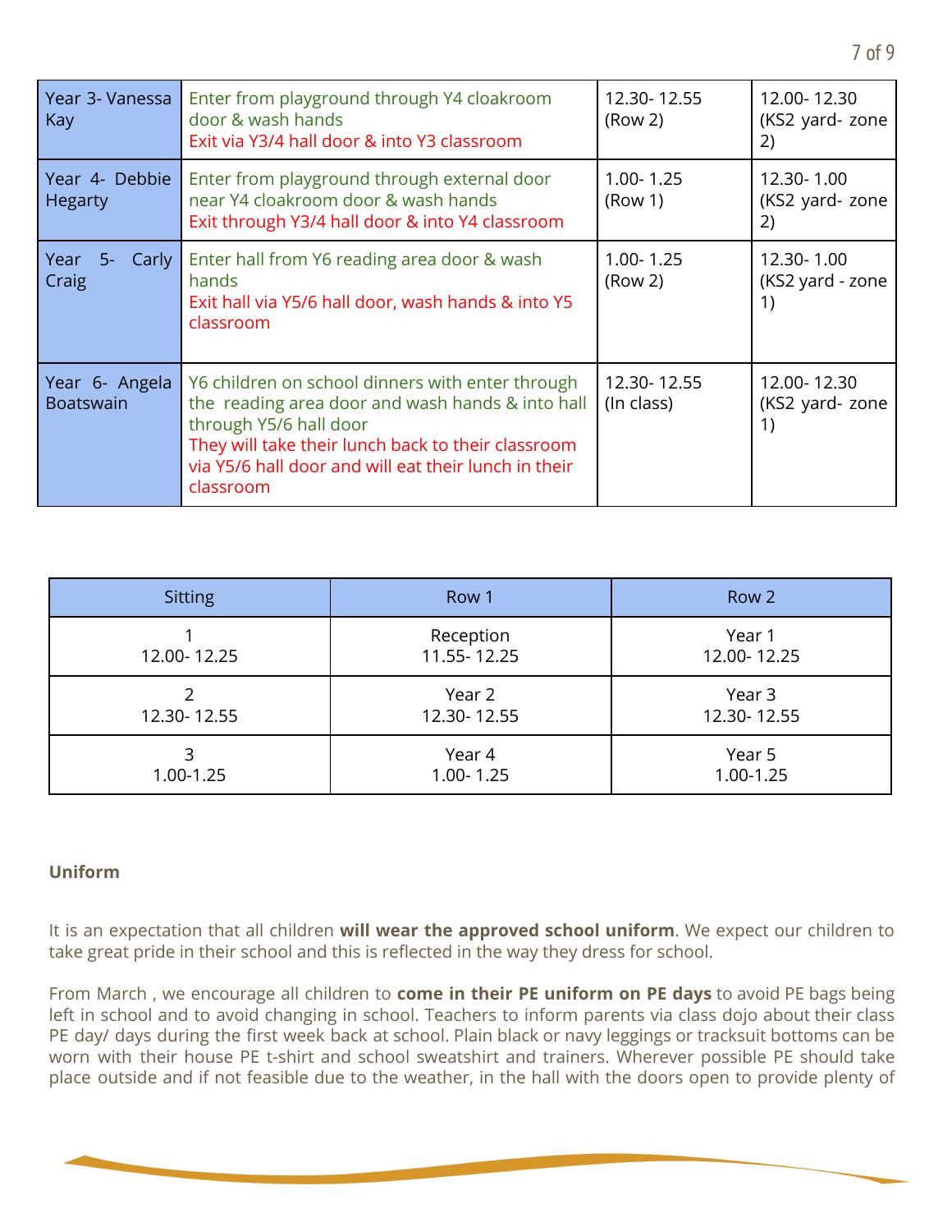| Year 3- Vanessa Kay | Enter from playground through Y4 cloakroom door & wash hands<br>Exit via Y3/4 hall door & into Y3 classroom | 12.30- 12.55 (Row 2) | 12.00- 12.30 (KS2 yard- zone 2) |
|---|---|---|---|
| Year 4- Debbie Hegarty | Enter from playground through external door near Y4 cloakroom door & wash hands<br>Exit through Y3/4 hall door & into Y4 classroom | 1.00- 1.25 (Row 1) | 12.30- 1.00 (KS2 yard- zone 2) |
| Year 5- Carly Craig | Enter hall from Y6 reading area door & wash hands<br>Exit hall via Y5/6 hall door, wash hands & into Y5 classroom | 1.00- 1.25 (Row 2) | 12.30- 1.00 (KS2 yard - zone 1) |
| Year 6- Angela Boatswain | Y6 children on school dinners with enter through the reading area door and wash hands & into hall through Y5/6 hall door<br>They will take their lunch back to their classroom via Y5/6 hall door and will eat their lunch in their classroom | 12.30- 12.55 (In class) | 12.00- 12.30 (KS2 yard- zone 1) |

| Sitting | Row 1 | Row 2 |
|---|---|---|
| 1<br>12.00- 12.25 | Reception<br>11.55- 12.25 | Year 1<br>12.00- 12.25 |
| 2<br>12.30- 12.55 | Year 2<br>12.30- 12.55 | Year 3<br>12.30- 12.55 |
| 3<br>1.00-1.25 | Year 4<br>1.00- 1.25 | Year 5<br>1.00-1.25 |

**Uniform**

It is an expectation that all children **will wear the approved school uniform**. We expect our children to take great pride in their school and this is reflected in the way they dress for school.

From March , we encourage all children to **come in their PE uniform on PE days** to avoid PE bags being left in school and to avoid changing in school. Teachers to inform parents via class dojo about their class PE day/ days during the first week back at school. Plain black or navy leggings or tracksuit bottoms can be worn with their house PE t-shirt and school sweatshirt and trainers. Wherever possible PE should take place outside and if not feasible due to the weather, in the hall with the doors open to provide plenty of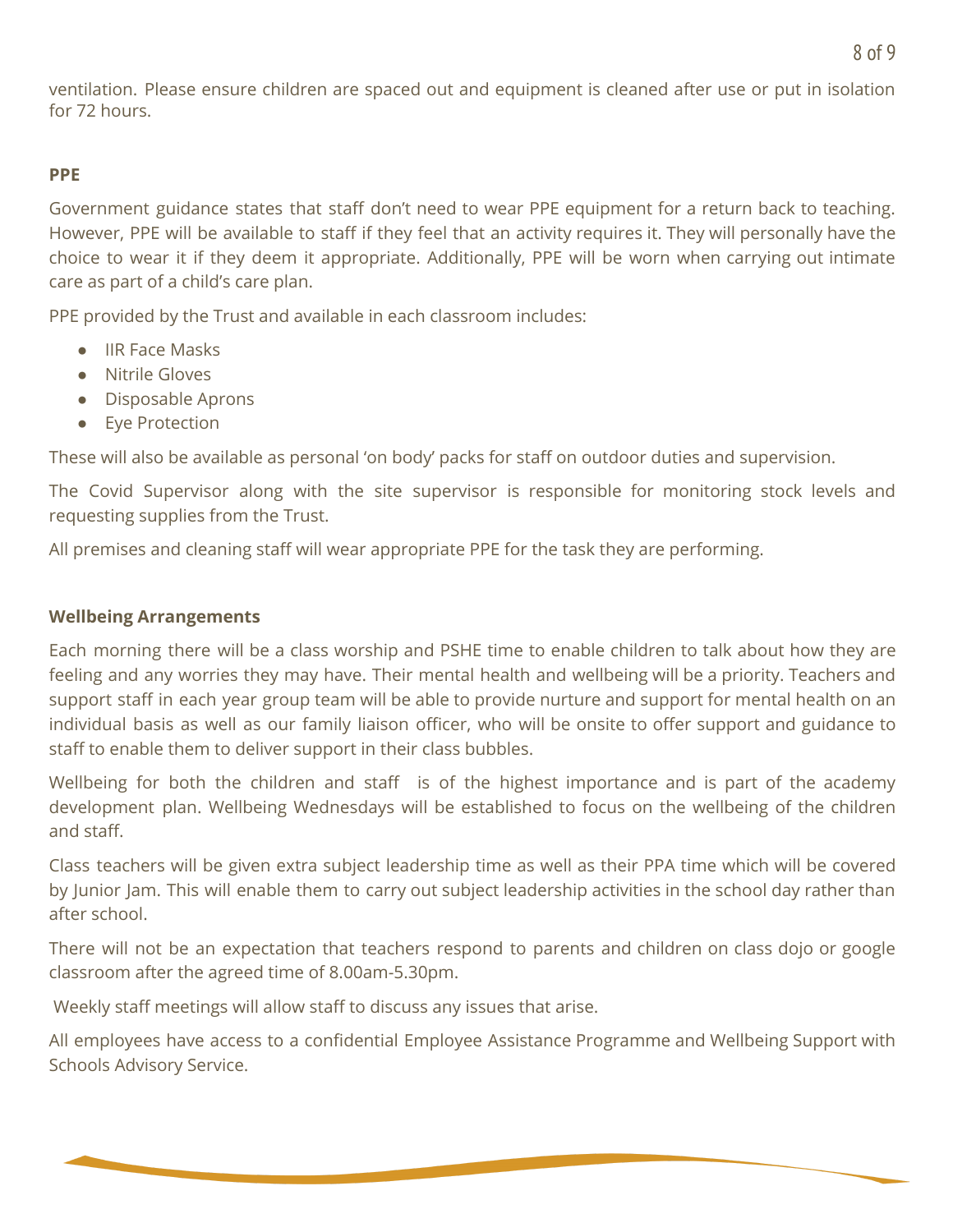ventilation. Please ensure children are spaced out and equipment is cleaned after use or put in isolation for 72 hours.

**PPE**

Government guidance states that staff don't need to wear PPE equipment for a return back to teaching. However, PPE will be available to staff if they feel that an activity requires it. They will personally have the choice to wear it if they deem it appropriate. Additionally, PPE will be worn when carrying out intimate care as part of a child's care plan.

PPE provided by the Trust and available in each classroom includes:

- IIR Face Masks
- Nitrile Gloves
- Disposable Aprons
- Eye Protection

These will also be available as personal 'on body' packs for staff on outdoor duties and supervision.

The Covid Supervisor along with the site supervisor is responsible for monitoring stock levels and requesting supplies from the Trust.

All premises and cleaning staff will wear appropriate PPE for the task they are performing.

**Wellbeing Arrangements**

Each morning there will be a class worship and PSHE time to enable children to talk about how they are feeling and any worries they may have. Their mental health and wellbeing will be a priority. Teachers and support staff in each year group team will be able to provide nurture and support for mental health on an individual basis as well as our family liaison officer, who will be onsite to offer support and guidance to staff to enable them to deliver support in their class bubbles.

Wellbeing for both the children and staff is of the highest importance and is part of the academy development plan. Wellbeing Wednesdays will be established to focus on the wellbeing of the children and staff.

Class teachers will be given extra subject leadership time as well as their PPA time which will be covered by Junior Jam. This will enable them to carry out subject leadership activities in the school day rather than after school.

There will not be an expectation that teachers respond to parents and children on class dojo or google classroom after the agreed time of 8.00am-5.30pm.

Weekly staff meetings will allow staff to discuss any issues that arise.

All employees have access to a confidential Employee Assistance Programme and Wellbeing Support with Schools Advisory Service.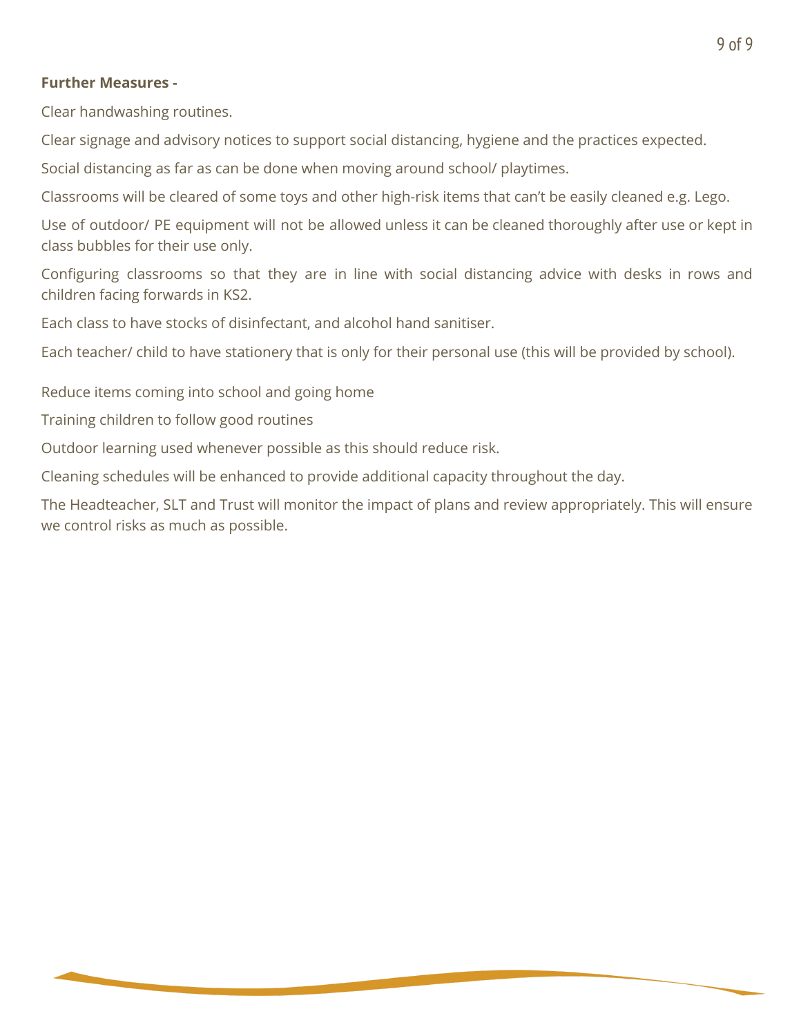**Further Measures -**

Clear handwashing routines.

Clear signage and advisory notices to support social distancing, hygiene and the practices expected.

Social distancing as far as can be done when moving around school/ playtimes.

Classrooms will be cleared of some toys and other high-risk items that can't be easily cleaned e.g. Lego.

Use of outdoor/ PE equipment will not be allowed unless it can be cleaned thoroughly after use or kept in class bubbles for their use only.

Configuring classrooms so that they are in line with social distancing advice with desks in rows and children facing forwards in KS2.

Each class to have stocks of disinfectant, and alcohol hand sanitiser.

Each teacher/ child to have stationery that is only for their personal use (this will be provided by school).

Reduce items coming into school and going home

Training children to follow good routines

Outdoor learning used whenever possible as this should reduce risk.

Cleaning schedules will be enhanced to provide additional capacity throughout the day.

The Headteacher, SLT and Trust will monitor the impact of plans and review appropriately. This will ensure we control risks as much as possible.